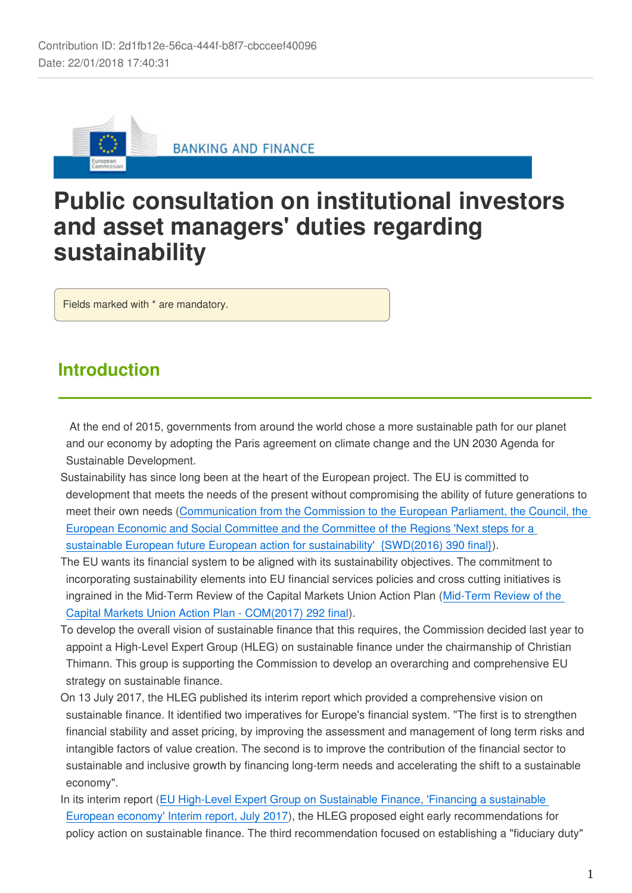Contribution ID: 2d1fb12e-56ca-444f-b8f7-cbcceef40096
Date: 22/01/2018 17:40:31

BANKING AND FINANCE

# Public consultation on institutional investors and asset managers' duties regarding sustainability

Fields marked with * are mandatory.

## Introduction

At the end of 2015, governments from around the world chose a more sustainable path for our planet and our economy by adopting the Paris agreement on climate change and the UN 2030 Agenda for Sustainable Development.

Sustainability has since long been at the heart of the European project. The EU is committed to development that meets the needs of the present without compromising the ability of future generations to meet their own needs (Communication from the Commission to the European Parliament, the Council, the European Economic and Social Committee and the Committee of the Regions 'Next steps for a sustainable European future European action for sustainability' {SWD(2016) 390 final}).

The EU wants its financial system to be aligned with its sustainability objectives. The commitment to incorporating sustainability elements into EU financial services policies and cross cutting initiatives is ingrained in the Mid-Term Review of the Capital Markets Union Action Plan (Mid-Term Review of the Capital Markets Union Action Plan - COM(2017) 292 final).

To develop the overall vision of sustainable finance that this requires, the Commission decided last year to appoint a High-Level Expert Group (HLEG) on sustainable finance under the chairmanship of Christian Thimann. This group is supporting the Commission to develop an overarching and comprehensive EU strategy on sustainable finance.

On 13 July 2017, the HLEG published its interim report which provided a comprehensive vision on sustainable finance. It identified two imperatives for Europe's financial system. "The first is to strengthen financial stability and asset pricing, by improving the assessment and management of long term risks and intangible factors of value creation. The second is to improve the contribution of the financial sector to sustainable and inclusive growth by financing long-term needs and accelerating the shift to a sustainable economy".

In its interim report (EU High-Level Expert Group on Sustainable Finance, 'Financing a sustainable European economy' Interim report, July 2017), the HLEG proposed eight early recommendations for policy action on sustainable finance. The third recommendation focused on establishing a "fiduciary duty"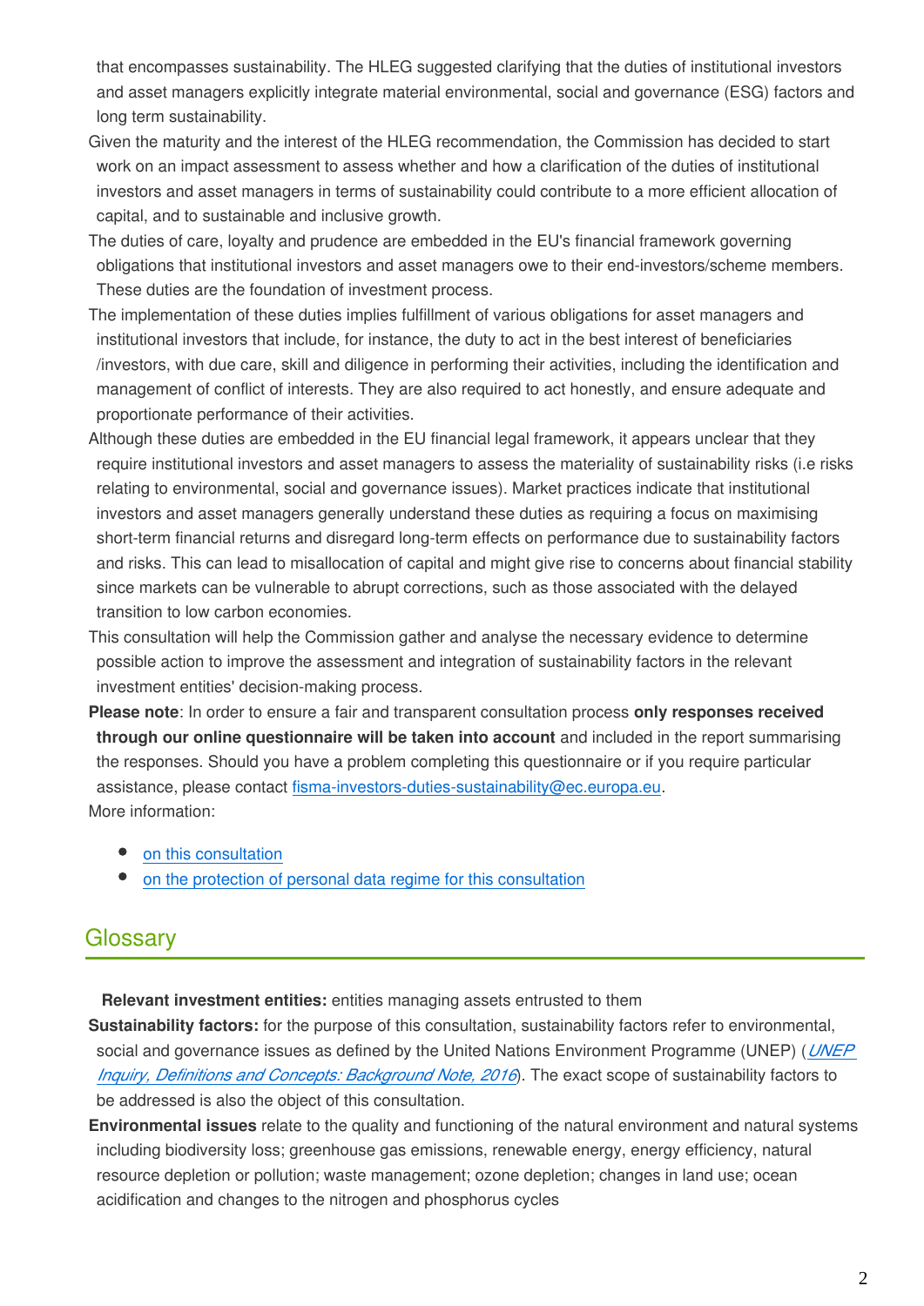that encompasses sustainability. The HLEG suggested clarifying that the duties of institutional investors and asset managers explicitly integrate material environmental, social and governance (ESG) factors and long term sustainability.

Given the maturity and the interest of the HLEG recommendation, the Commission has decided to start work on an impact assessment to assess whether and how a clarification of the duties of institutional investors and asset managers in terms of sustainability could contribute to a more efficient allocation of capital, and to sustainable and inclusive growth.

The duties of care, loyalty and prudence are embedded in the EU's financial framework governing obligations that institutional investors and asset managers owe to their end-investors/scheme members. These duties are the foundation of investment process.

The implementation of these duties implies fulfillment of various obligations for asset managers and institutional investors that include, for instance, the duty to act in the best interest of beneficiaries /investors, with due care, skill and diligence in performing their activities, including the identification and management of conflict of interests. They are also required to act honestly, and ensure adequate and proportionate performance of their activities.

Although these duties are embedded in the EU financial legal framework, it appears unclear that they require institutional investors and asset managers to assess the materiality of sustainability risks (i.e risks relating to environmental, social and governance issues). Market practices indicate that institutional investors and asset managers generally understand these duties as requiring a focus on maximising short-term financial returns and disregard long-term effects on performance due to sustainability factors and risks. This can lead to misallocation of capital and might give rise to concerns about financial stability since markets can be vulnerable to abrupt corrections, such as those associated with the delayed transition to low carbon economies.

This consultation will help the Commission gather and analyse the necessary evidence to determine possible action to improve the assessment and integration of sustainability factors in the relevant investment entities' decision-making process.

**Please note**: In order to ensure a fair and transparent consultation process **only responses received through our online questionnaire will be taken into account** and included in the report summarising the responses. Should you have a problem completing this questionnaire or if you require particular assistance, please contact fisma-investors-duties-sustainability@ec.europa.eu.

More information:

- on this consultation
- on the protection of personal data regime for this consultation

## Glossary

**Relevant investment entities:** entities managing assets entrusted to them

**Sustainability factors:** for the purpose of this consultation, sustainability factors refer to environmental, social and governance issues as defined by the United Nations Environment Programme (UNEP) (*UNEP Inquiry, Definitions and Concepts: Background Note, 2016*). The exact scope of sustainability factors to be addressed is also the object of this consultation.

**Environmental issues** relate to the quality and functioning of the natural environment and natural systems including biodiversity loss; greenhouse gas emissions, renewable energy, energy efficiency, natural resource depletion or pollution; waste management; ozone depletion; changes in land use; ocean acidification and changes to the nitrogen and phosphorus cycles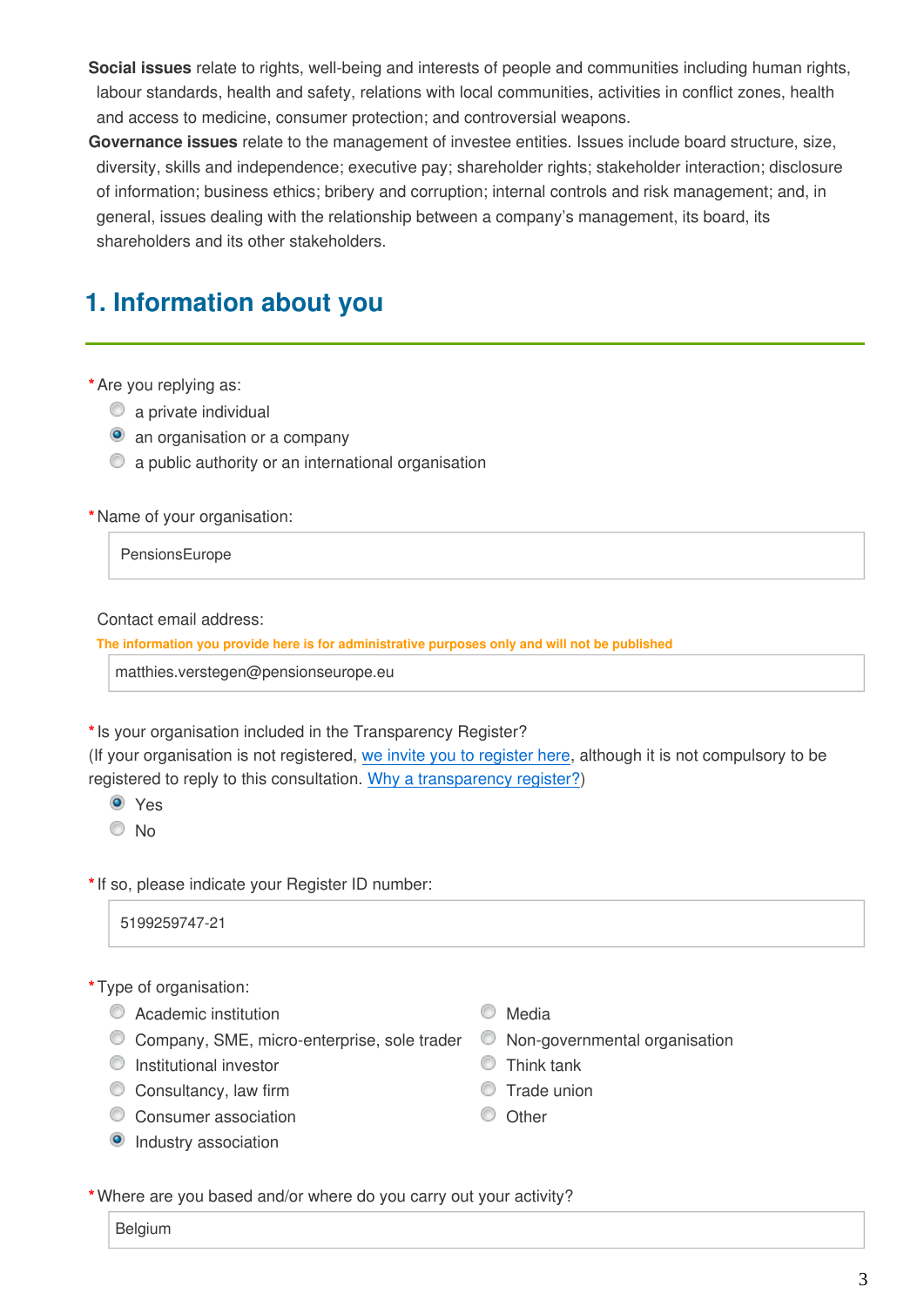**Social issues** relate to rights, well-being and interests of people and communities including human rights, labour standards, health and safety, relations with local communities, activities in conflict zones, health and access to medicine, consumer protection; and controversial weapons.

**Governance issues** relate to the management of investee entities. Issues include board structure, size, diversity, skills and independence; executive pay; shareholder rights; stakeholder interaction; disclosure of information; business ethics; bribery and corruption; internal controls and risk management; and, in general, issues dealing with the relationship between a company's management, its board, its shareholders and its other stakeholders.

## 1. Information about you

*Are you replying as:

- ○ a private individual
- ● an organisation or a company
- ○ a public authority or an international organisation

*Name of your organisation:

PensionsEurope

Contact email address:

The information you provide here is for administrative purposes only and will not be published

matthies.verstegen@pensionseurope.eu

*Is your organisation included in the Transparency Register?
(If your organisation is not registered, we invite you to register here, although it is not compulsory to be registered to reply to this consultation. Why a transparency register?)

- ● Yes
- ○ No

*If so, please indicate your Register ID number:

5199259747-21

*Type of organisation:

- ○ Academic institution
- ○ Company, SME, micro-enterprise, sole trader
- ○ Institutional investor
- ○ Consultancy, law firm
- ○ Consumer association
- ● Industry association
- ○ Media
- ○ Non-governmental organisation
- ○ Think tank
- ○ Trade union
- ○ Other

*Where are you based and/or where do you carry out your activity?

Belgium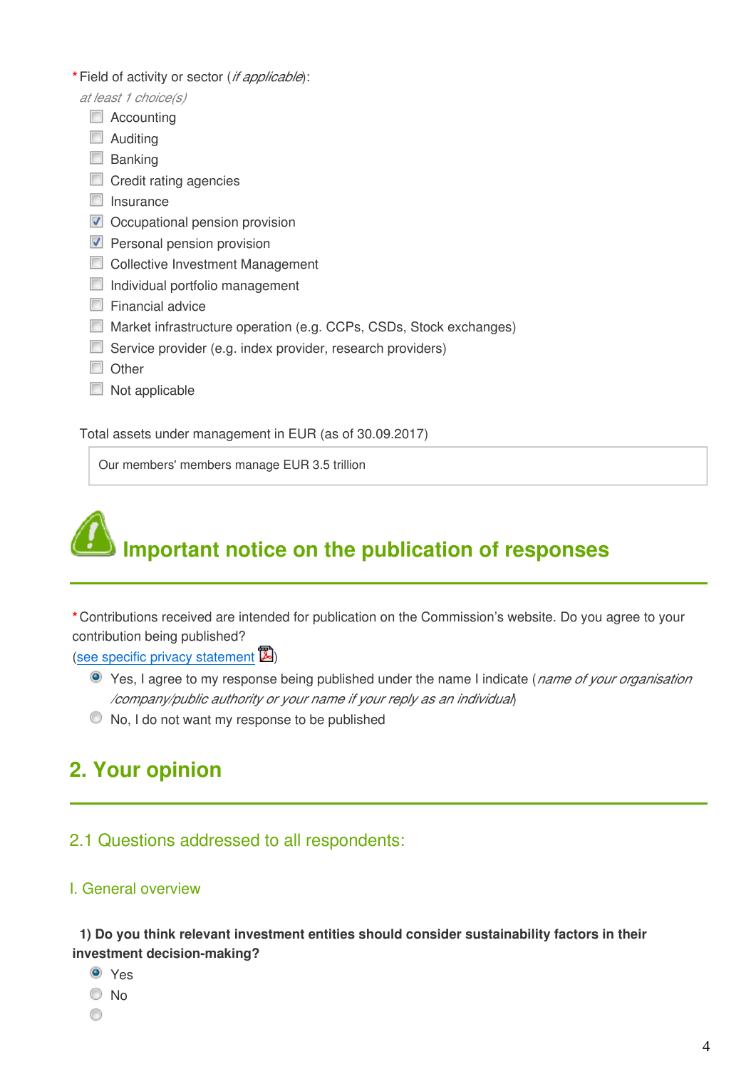\* Field of activity or sector (*if applicable*):

*at least 1 choice(s)*

- [ ] Accounting
- [ ] Auditing
- [ ] Banking
- [ ] Credit rating agencies
- [ ] Insurance
- [x] Occupational pension provision
- [x] Personal pension provision
- [ ] Collective Investment Management
- [ ] Individual portfolio management
- [ ] Financial advice
- [ ] Market infrastructure operation (e.g. CCPs, CSDs, Stock exchanges)
- [ ] Service provider (e.g. index provider, research providers)
- [ ] Other
- [ ] Not applicable

Total assets under management in EUR (as of 30.09.2017)

> Our members' members manage EUR 3.5 trillion

# Important notice on the publication of responses

\* Contributions received are intended for publication on the Commission's website. Do you agree to your contribution being published?
(see specific privacy statement)

- (●) Yes, I agree to my response being published under the name I indicate (*name of your organisation /company/public authority or your name if your reply as an individual*)
- ( ) No, I do not want my response to be published

# 2. Your opinion

## 2.1 Questions addressed to all respondents:

### I. General overview

**1) Do you think relevant investment entities should consider sustainability factors in their investment decision-making?**

- (●) Yes
- ( ) No
- ( )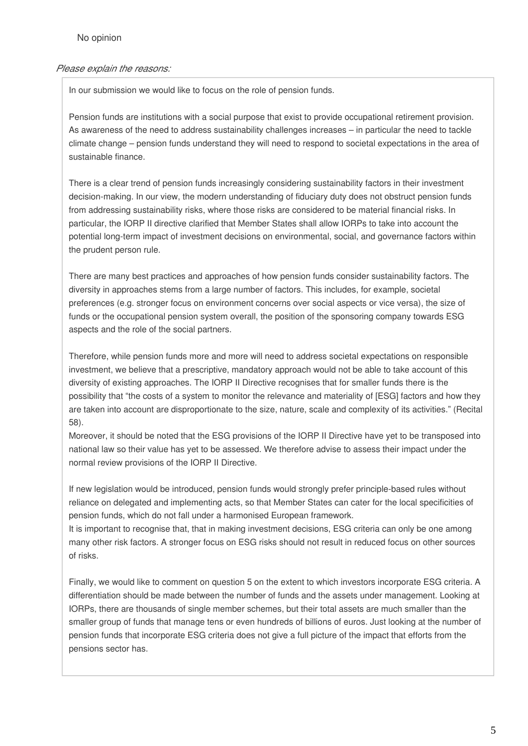No opinion

*Please explain the reasons:*

In our submission we would like to focus on the role of pension funds.

Pension funds are institutions with a social purpose that exist to provide occupational retirement provision. As awareness of the need to address sustainability challenges increases – in particular the need to tackle climate change – pension funds understand they will need to respond to societal expectations in the area of sustainable finance.

There is a clear trend of pension funds increasingly considering sustainability factors in their investment decision-making. In our view, the modern understanding of fiduciary duty does not obstruct pension funds from addressing sustainability risks, where those risks are considered to be material financial risks. In particular, the IORP II directive clarified that Member States shall allow IORPs to take into account the potential long-term impact of investment decisions on environmental, social, and governance factors within the prudent person rule.

There are many best practices and approaches of how pension funds consider sustainability factors. The diversity in approaches stems from a large number of factors. This includes, for example, societal preferences (e.g. stronger focus on environment concerns over social aspects or vice versa), the size of funds or the occupational pension system overall, the position of the sponsoring company towards ESG aspects and the role of the social partners.

Therefore, while pension funds more and more will need to address societal expectations on responsible investment, we believe that a prescriptive, mandatory approach would not be able to take account of this diversity of existing approaches. The IORP II Directive recognises that for smaller funds there is the possibility that "the costs of a system to monitor the relevance and materiality of [ESG] factors and how they are taken into account are disproportionate to the size, nature, scale and complexity of its activities." (Recital 58).
Moreover, it should be noted that the ESG provisions of the IORP II Directive have yet to be transposed into national law so their value has yet to be assessed. We therefore advise to assess their impact under the normal review provisions of the IORP II Directive.

If new legislation would be introduced, pension funds would strongly prefer principle-based rules without reliance on delegated and implementing acts, so that Member States can cater for the local specificities of pension funds, which do not fall under a harmonised European framework.
It is important to recognise that, that in making investment decisions, ESG criteria can only be one among many other risk factors. A stronger focus on ESG risks should not result in reduced focus on other sources of risks.

Finally, we would like to comment on question 5 on the extent to which investors incorporate ESG criteria. A differentiation should be made between the number of funds and the assets under management. Looking at IORPs, there are thousands of single member schemes, but their total assets are much smaller than the smaller group of funds that manage tens or even hundreds of billions of euros. Just looking at the number of pension funds that incorporate ESG criteria does not give a full picture of the impact that efforts from the pensions sector has.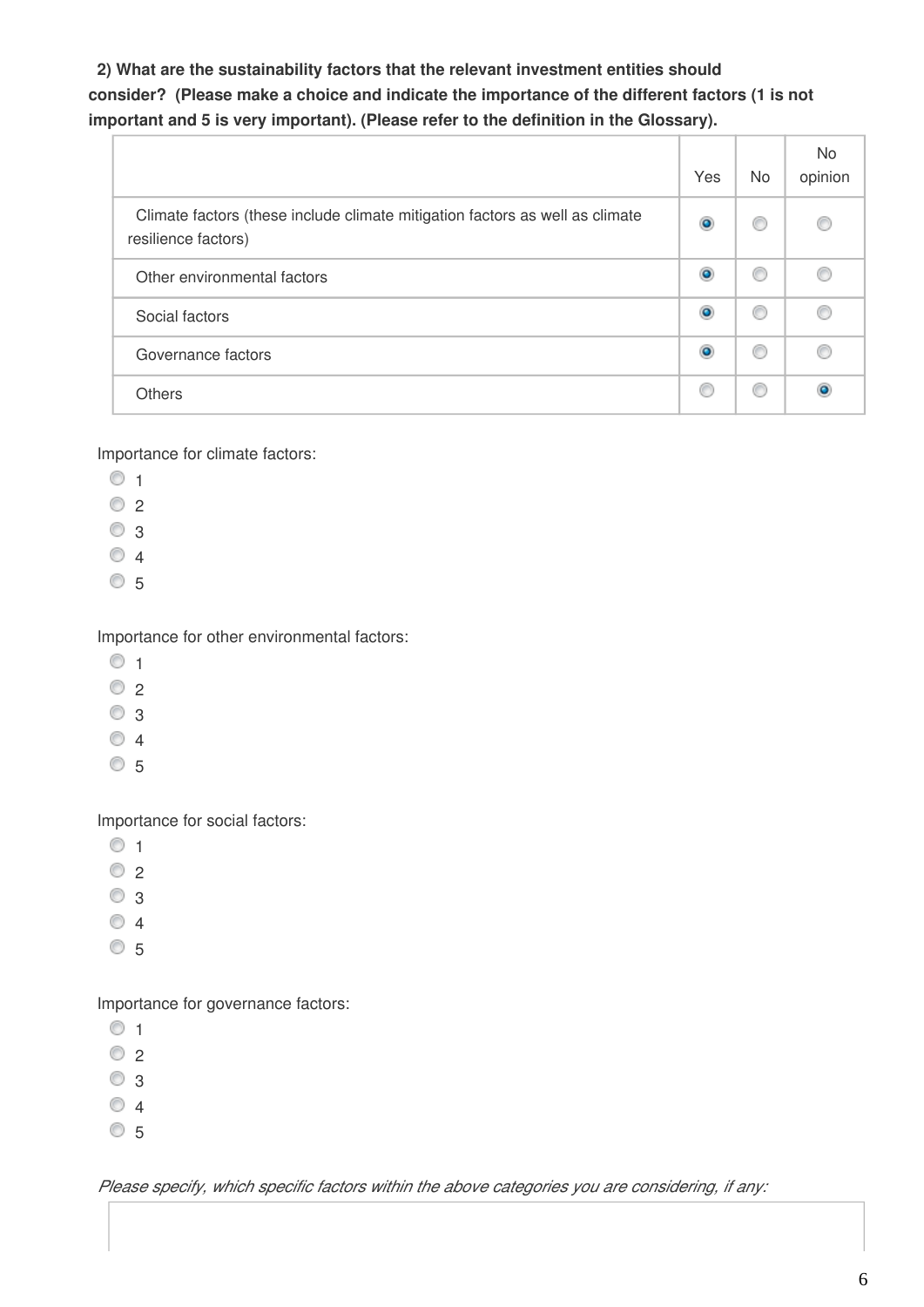**2) What are the sustainability factors that the relevant investment entities should consider? (Please make a choice and indicate the importance of the different factors (1 is not important and 5 is very important). (Please refer to the definition in the Glossary).**

| | Yes | No | No opinion |
|---|---|---|---|
| Climate factors (these include climate mitigation factors as well as climate resilience factors) | ◉ | ○ | ○ |
| Other environmental factors | ◉ | ○ | ○ |
| Social factors | ◉ | ○ | ○ |
| Governance factors | ◉ | ○ | ○ |
| Others | ○ | ○ | ◉ |

Importance for climate factors:

- ○ 1
- ○ 2
- ○ 3
- ○ 4
- ○ 5

Importance for other environmental factors:

- ○ 1
- ○ 2
- ○ 3
- ○ 4
- ○ 5

Importance for social factors:

- ○ 1
- ○ 2
- ○ 3
- ○ 4
- ○ 5

Importance for governance factors:

- ○ 1
- ○ 2
- ○ 3
- ○ 4
- ○ 5

*Please specify, which specific factors within the above categories you are considering, if any:*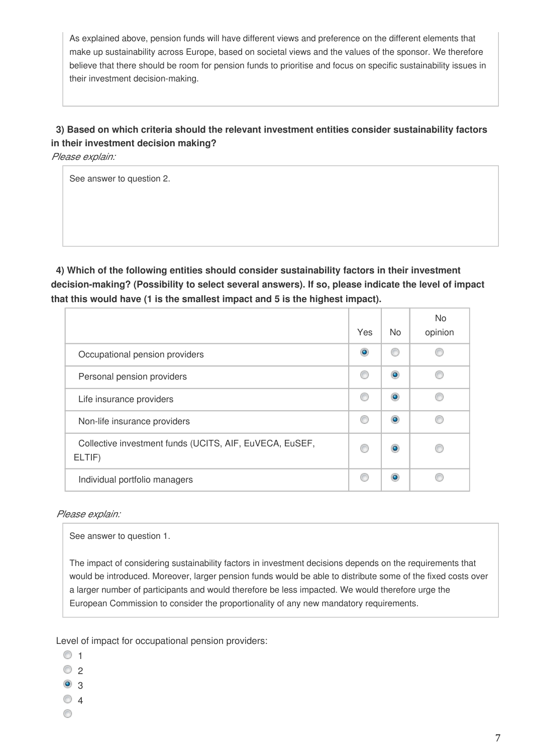As explained above, pension funds will have different views and preference on the different elements that make up sustainability across Europe, based on societal views and the values of the sponsor. We therefore believe that there should be room for pension funds to prioritise and focus on specific sustainability issues in their investment decision-making.

**3) Based on which criteria should the relevant investment entities consider sustainability factors in their investment decision making?**

*Please explain:*

See answer to question 2.

**4) Which of the following entities should consider sustainability factors in their investment decision-making? (Possibility to select several answers). If so, please indicate the level of impact that this would have (1 is the smallest impact and 5 is the highest impact).**

| | Yes | No | No opinion |
|---|---|---|---|
| Occupational pension providers | ● | ○ | ○ |
| Personal pension providers | ○ | ● | ○ |
| Life insurance providers | ○ | ● | ○ |
| Non-life insurance providers | ○ | ● | ○ |
| Collective investment funds (UCITS, AIF, EuVECA, EuSEF, ELTIF) | ○ | ● | ○ |
| Individual portfolio managers | ○ | ● | ○ |

*Please explain:*

See answer to question 1.

The impact of considering sustainability factors in investment decisions depends on the requirements that would be introduced. Moreover, larger pension funds would be able to distribute some of the fixed costs over a larger number of participants and would therefore be less impacted. We would therefore urge the European Commission to consider the proportionality of any new mandatory requirements.

Level of impact for occupational pension providers:

- ○ 1
- ○ 2
- ● 3
- ○ 4
- ○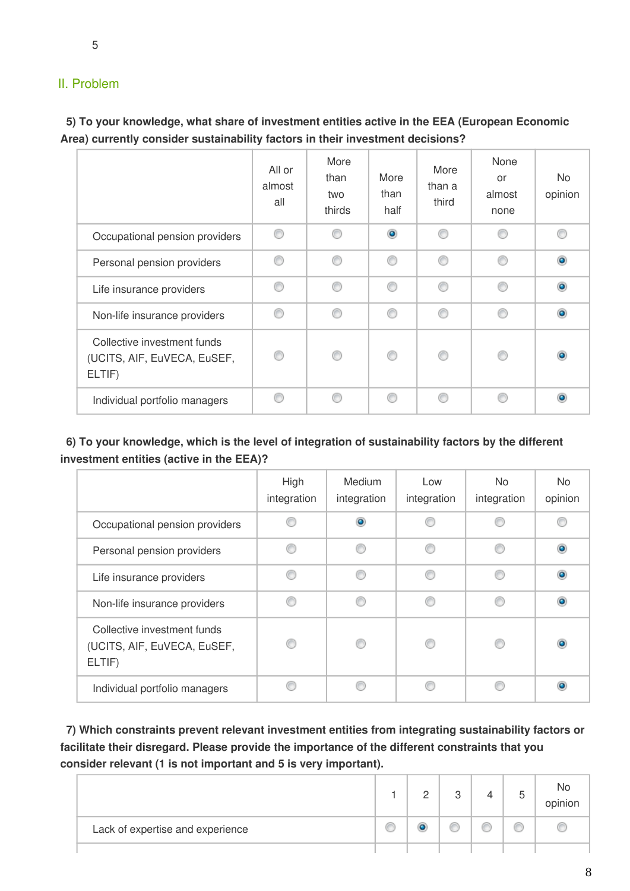5

## II. Problem

**5) To your knowledge, what share of investment entities active in the EEA (European Economic Area) currently consider sustainability factors in their investment decisions?**

| | All or almost all | More than two thirds | More than half | More than a third | None or almost none | No opinion |
|---|---|---|---|---|---|---|
| Occupational pension providers | ○ | ○ | ● | ○ | ○ | ○ |
| Personal pension providers | ○ | ○ | ○ | ○ | ○ | ● |
| Life insurance providers | ○ | ○ | ○ | ○ | ○ | ● |
| Non-life insurance providers | ○ | ○ | ○ | ○ | ○ | ● |
| Collective investment funds (UCITS, AIF, EuVECA, EuSEF, ELTIF) | ○ | ○ | ○ | ○ | ○ | ● |
| Individual portfolio managers | ○ | ○ | ○ | ○ | ○ | ● |

**6) To your knowledge, which is the level of integration of sustainability factors by the different investment entities (active in the EEA)?**

| | High integration | Medium integration | Low integration | No integration | No opinion |
|---|---|---|---|---|---|
| Occupational pension providers | ○ | ● | ○ | ○ | ○ |
| Personal pension providers | ○ | ○ | ○ | ○ | ● |
| Life insurance providers | ○ | ○ | ○ | ○ | ● |
| Non-life insurance providers | ○ | ○ | ○ | ○ | ● |
| Collective investment funds (UCITS, AIF, EuVECA, EuSEF, ELTIF) | ○ | ○ | ○ | ○ | ● |
| Individual portfolio managers | ○ | ○ | ○ | ○ | ● |

**7) Which constraints prevent relevant investment entities from integrating sustainability factors or facilitate their disregard. Please provide the importance of the different constraints that you consider relevant (1 is not important and 5 is very important).**

| | 1 | 2 | 3 | 4 | 5 | No opinion |
|---|---|---|---|---|---|---|
| Lack of expertise and experience | ○ | ● | ○ | ○ | ○ | ○ |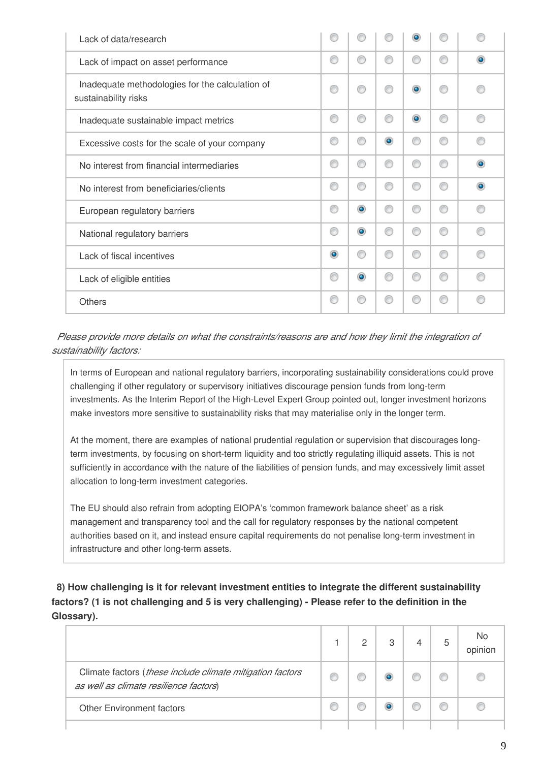| | 1 | 2 | 3 | 4 | 5 | No opinion |
|---|---|---|---|---|---|---|
| Lack of data/research | | | | X | | |
| Lack of impact on asset performance | | | | | | X |
| Inadequate methodologies for the calculation of sustainability risks | | | | X | | |
| Inadequate sustainable impact metrics | | | | X | | |
| Excessive costs for the scale of your company | | | X | | | |
| No interest from financial intermediaries | | | | | | X |
| No interest from beneficiaries/clients | | | | | | X |
| European regulatory barriers | | X | | | | |
| National regulatory barriers | | X | | | | |
| Lack of fiscal incentives | X | | | | | |
| Lack of eligible entities | | X | | | | |
| Others | | | | | | |

*Please provide more details on what the constraints/reasons are and how they limit the integration of sustainability factors:*

In terms of European and national regulatory barriers, incorporating sustainability considerations could prove challenging if other regulatory or supervisory initiatives discourage pension funds from long-term investments. As the Interim Report of the High-Level Expert Group pointed out, longer investment horizons make investors more sensitive to sustainability risks that may materialise only in the longer term.

At the moment, there are examples of national prudential regulation or supervision that discourages long-term investments, by focusing on short-term liquidity and too strictly regulating illiquid assets. This is not sufficiently in accordance with the nature of the liabilities of pension funds, and may excessively limit asset allocation to long-term investment categories.

The EU should also refrain from adopting EIOPA's 'common framework balance sheet' as a risk management and transparency tool and the call for regulatory responses by the national competent authorities based on it, and instead ensure capital requirements do not penalise long-term investment in infrastructure and other long-term assets.

**8) How challenging is it for relevant investment entities to integrate the different sustainability factors? (1 is not challenging and 5 is very challenging) - Please refer to the definition in the Glossary).**

| | 1 | 2 | 3 | 4 | 5 | No opinion |
|---|---|---|---|---|---|---|
| Climate factors (*these include climate mitigation factors as well as climate resilience factors*) | | | X | | | |
| Other Environment factors | | | X | | | |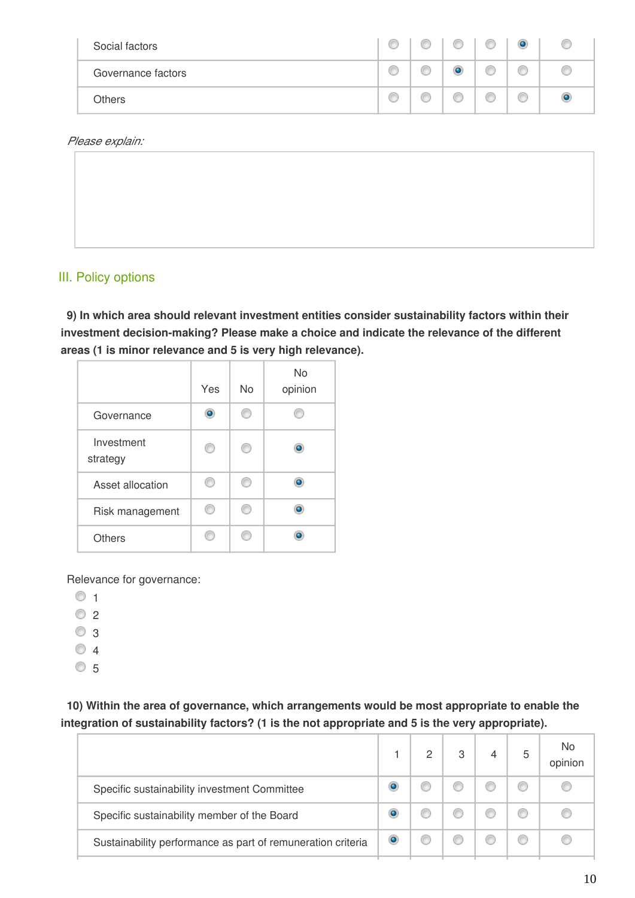| | | | | | | |
|---|---|---|---|---|---|---|
| Social factors | ◯ | ◯ | ◯ | ◯ | ◉ | ◯ |
| Governance factors | ◯ | ◯ | ◉ | ◯ | ◯ | ◯ |
| Others | ◯ | ◯ | ◯ | ◯ | ◯ | ◉ |

*Please explain:*

## III. Policy options

**9) In which area should relevant investment entities consider sustainability factors within their investment decision-making? Please make a choice and indicate the relevance of the different areas (1 is minor relevance and 5 is very high relevance).**

| | Yes | No | No opinion |
|---|---|---|---|
| Governance | ◉ | ◯ | ◯ |
| Investment strategy | ◯ | ◯ | ◉ |
| Asset allocation | ◯ | ◯ | ◉ |
| Risk management | ◯ | ◯ | ◉ |
| Others | ◯ | ◯ | ◉ |

Relevance for governance:

- ◯ 1
- ◯ 2
- ◯ 3
- ◯ 4
- ◯ 5

**10) Within the area of governance, which arrangements would be most appropriate to enable the integration of sustainability factors? (1 is the not appropriate and 5 is the very appropriate).**

| | 1 | 2 | 3 | 4 | 5 | No opinion |
|---|---|---|---|---|---|---|
| Specific sustainability investment Committee | ◉ | ◯ | ◯ | ◯ | ◯ | ◯ |
| Specific sustainability member of the Board | ◉ | ◯ | ◯ | ◯ | ◯ | ◯ |
| Sustainability performance as part of remuneration criteria | ◉ | ◯ | ◯ | ◯ | ◯ | ◯ |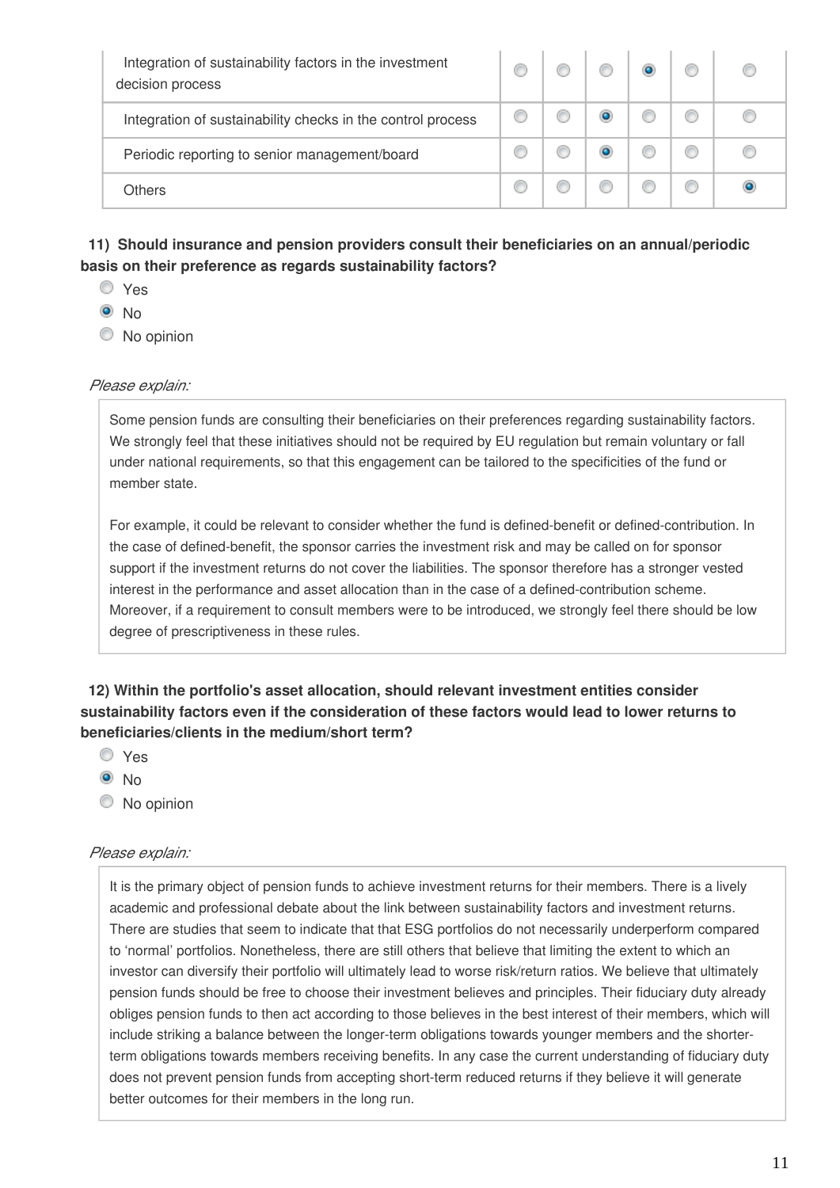| | | | | | | |
|---|---|---|---|---|---|---|
| Integration of sustainability factors in the investment decision process | ◯ | ◯ | ◯ | ◉ | ◯ | ◯ |
| Integration of sustainability checks in the control process | ◯ | ◯ | ◉ | ◯ | ◯ | ◯ |
| Periodic reporting to senior management/board | ◯ | ◯ | ◉ | ◯ | ◯ | ◯ |
| Others | ◯ | ◯ | ◯ | ◯ | ◯ | ◉ |

**11) Should insurance and pension providers consult their beneficiaries on an annual/periodic basis on their preference as regards sustainability factors?**

- ◯ Yes
- ◉ No
- ◯ No opinion

*Please explain:*

Some pension funds are consulting their beneficiaries on their preferences regarding sustainability factors. We strongly feel that these initiatives should not be required by EU regulation but remain voluntary or fall under national requirements, so that this engagement can be tailored to the specificities of the fund or member state.

For example, it could be relevant to consider whether the fund is defined-benefit or defined-contribution. In the case of defined-benefit, the sponsor carries the investment risk and may be called on for sponsor support if the investment returns do not cover the liabilities. The sponsor therefore has a stronger vested interest in the performance and asset allocation than in the case of a defined-contribution scheme. Moreover, if a requirement to consult members were to be introduced, we strongly feel there should be low degree of prescriptiveness in these rules.

**12) Within the portfolio's asset allocation, should relevant investment entities consider sustainability factors even if the consideration of these factors would lead to lower returns to beneficiaries/clients in the medium/short term?**

- ◯ Yes
- ◉ No
- ◯ No opinion

*Please explain:*

It is the primary object of pension funds to achieve investment returns for their members. There is a lively academic and professional debate about the link between sustainability factors and investment returns. There are studies that seem to indicate that that ESG portfolios do not necessarily underperform compared to 'normal' portfolios. Nonetheless, there are still others that believe that limiting the extent to which an investor can diversify their portfolio will ultimately lead to worse risk/return ratios. We believe that ultimately pension funds should be free to choose their investment believes and principles. Their fiduciary duty already obliges pension funds to then act according to those believes in the best interest of their members, which will include striking a balance between the longer-term obligations towards younger members and the shorter-term obligations towards members receiving benefits. In any case the current understanding of fiduciary duty does not prevent pension funds from accepting short-term reduced returns if they believe it will generate better outcomes for their members in the long run.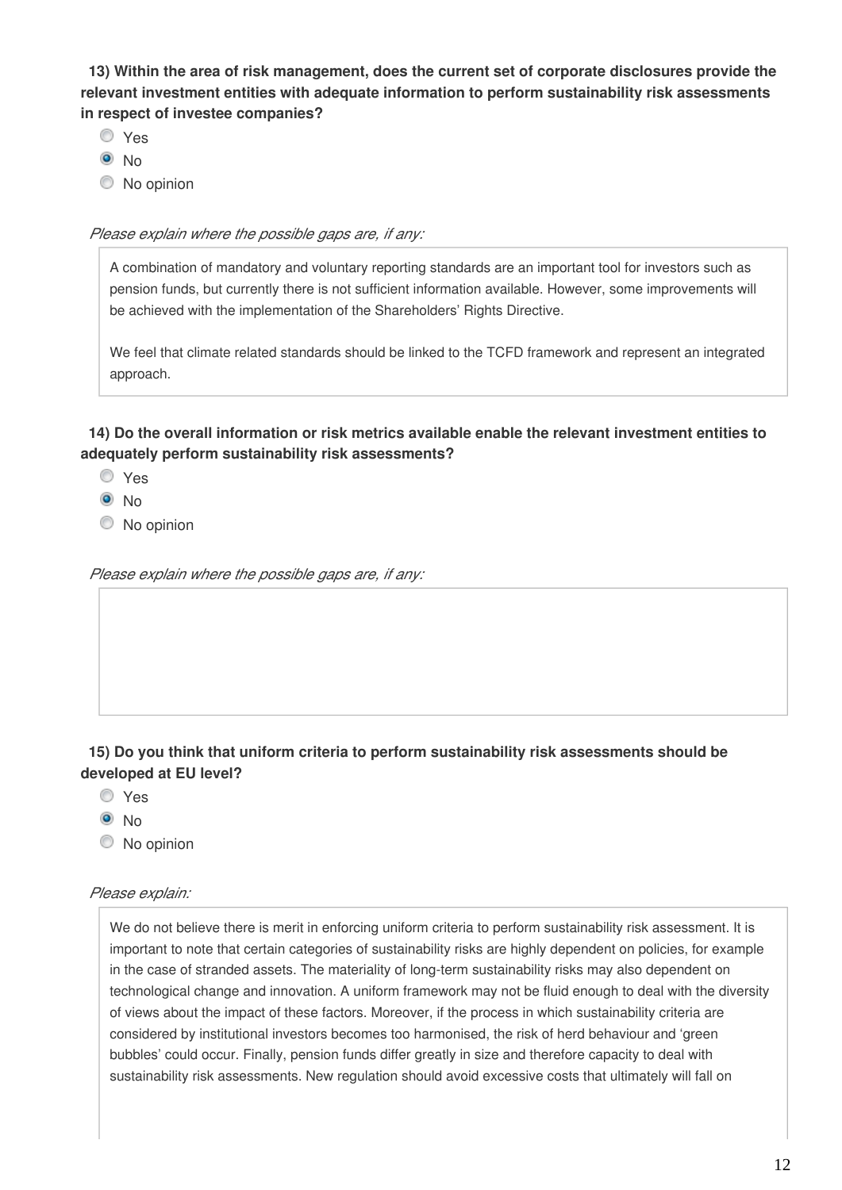**13) Within the area of risk management, does the current set of corporate disclosures provide the relevant investment entities with adequate information to perform sustainability risk assessments in respect of investee companies?**

- ○ Yes
- ◉ No
- ○ No opinion

*Please explain where the possible gaps are, if any:*

A combination of mandatory and voluntary reporting standards are an important tool for investors such as pension funds, but currently there is not sufficient information available. However, some improvements will be achieved with the implementation of the Shareholders' Rights Directive.

We feel that climate related standards should be linked to the TCFD framework and represent an integrated approach.

**14) Do the overall information or risk metrics available enable the relevant investment entities to adequately perform sustainability risk assessments?**

- ○ Yes
- ◉ No
- ○ No opinion

*Please explain where the possible gaps are, if any:*

**15) Do you think that uniform criteria to perform sustainability risk assessments should be developed at EU level?**

- ○ Yes
- ◉ No
- ○ No opinion

*Please explain:*

We do not believe there is merit in enforcing uniform criteria to perform sustainability risk assessment. It is important to note that certain categories of sustainability risks are highly dependent on policies, for example in the case of stranded assets. The materiality of long-term sustainability risks may also dependent on technological change and innovation. A uniform framework may not be fluid enough to deal with the diversity of views about the impact of these factors. Moreover, if the process in which sustainability criteria are considered by institutional investors becomes too harmonised, the risk of herd behaviour and 'green bubbles' could occur. Finally, pension funds differ greatly in size and therefore capacity to deal with sustainability risk assessments. New regulation should avoid excessive costs that ultimately will fall on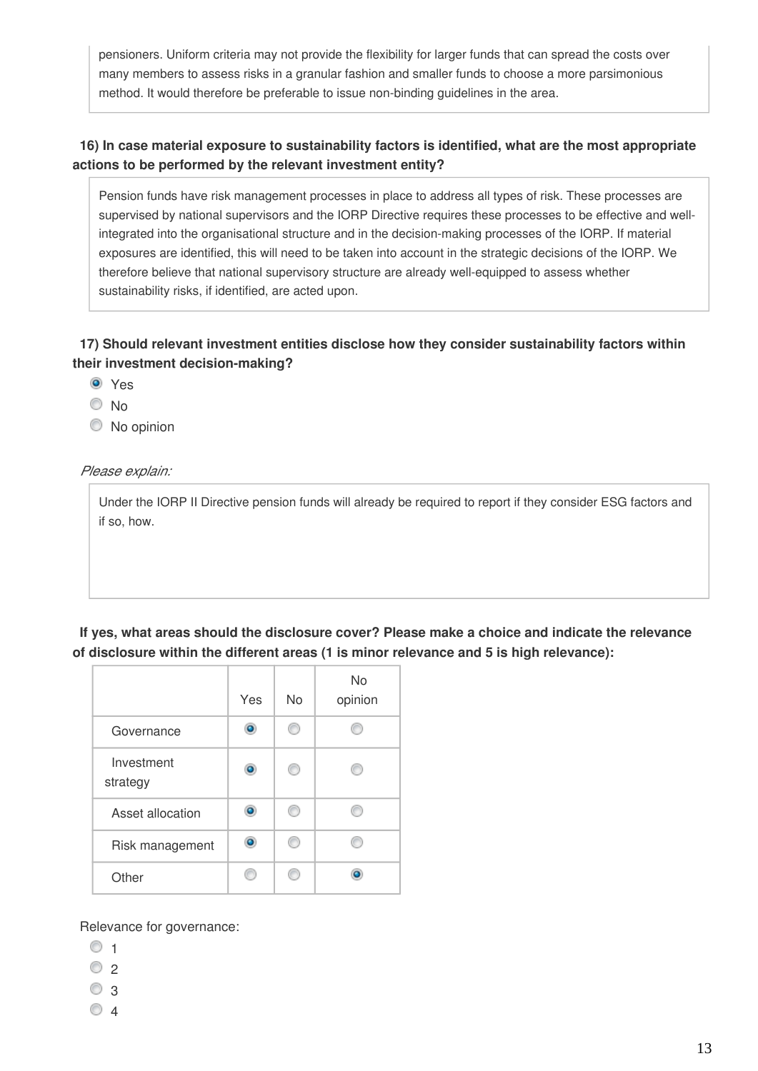pensioners. Uniform criteria may not provide the flexibility for larger funds that can spread the costs over many members to assess risks in a granular fashion and smaller funds to choose a more parsimonious method. It would therefore be preferable to issue non-binding guidelines in the area.

**16) In case material exposure to sustainability factors is identified, what are the most appropriate actions to be performed by the relevant investment entity?**

Pension funds have risk management processes in place to address all types of risk. These processes are supervised by national supervisors and the IORP Directive requires these processes to be effective and well-integrated into the organisational structure and in the decision-making processes of the IORP. If material exposures are identified, this will need to be taken into account in the strategic decisions of the IORP. We therefore believe that national supervisory structure are already well-equipped to assess whether sustainability risks, if identified, are acted upon.

**17) Should relevant investment entities disclose how they consider sustainability factors within their investment decision-making?**

- (x) Yes
- ( ) No
- ( ) No opinion

*Please explain:*

Under the IORP II Directive pension funds will already be required to report if they consider ESG factors and if so, how.

**If yes, what areas should the disclosure cover? Please make a choice and indicate the relevance of disclosure within the different areas (1 is minor relevance and 5 is high relevance):**

| | Yes | No | No opinion |
|---|---|---|---|
| Governance | (x) | ( ) | ( ) |
| Investment strategy | (x) | ( ) | ( ) |
| Asset allocation | (x) | ( ) | ( ) |
| Risk management | (x) | ( ) | ( ) |
| Other | ( ) | ( ) | (x) |

Relevance for governance:

- ( ) 1
- ( ) 2
- ( ) 3
- ( ) 4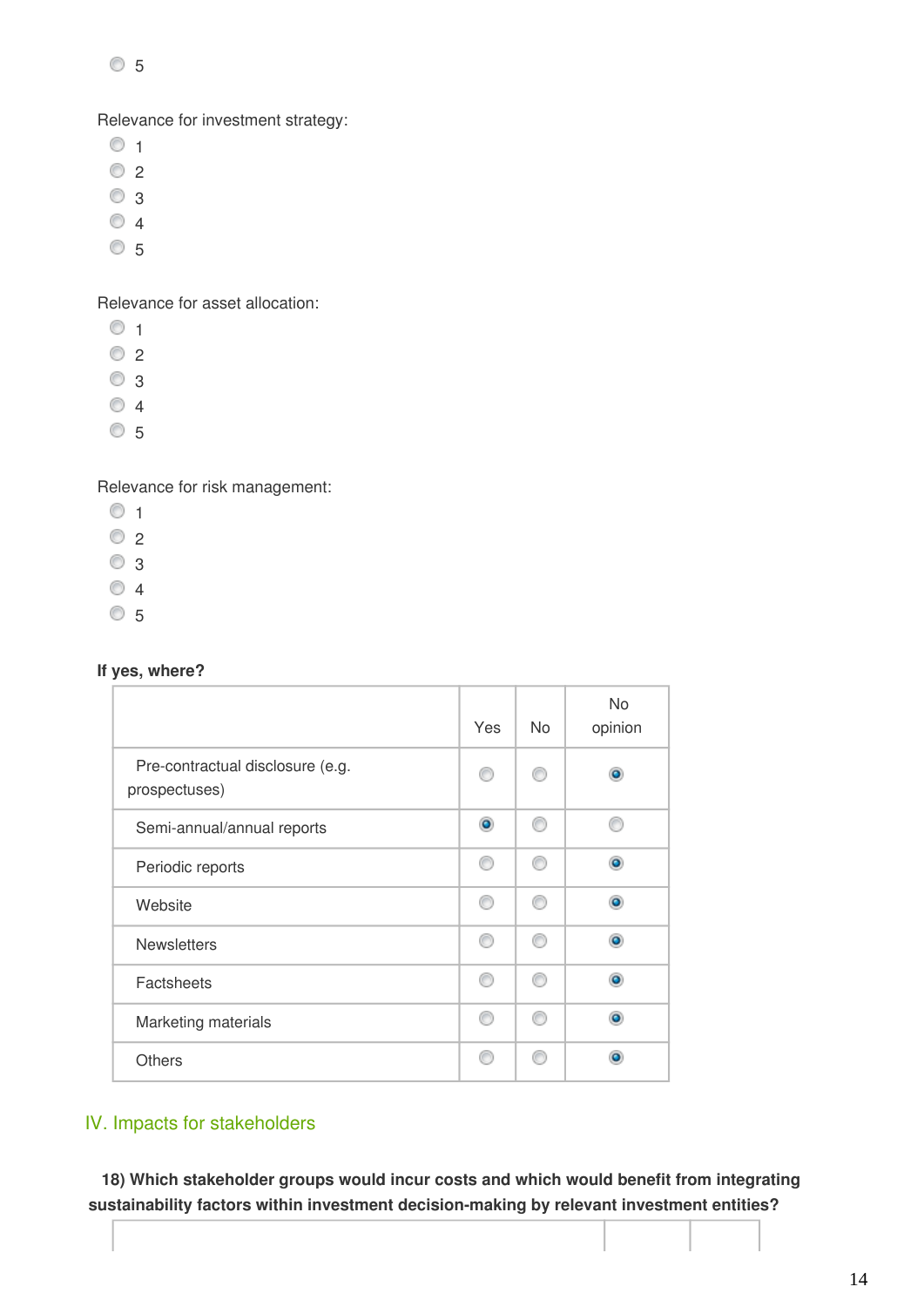- 5

Relevance for investment strategy:

- 1
- 2
- 3
- 4
- 5

Relevance for asset allocation:

- 1
- 2
- 3
- 4
- 5

Relevance for risk management:

- 1
- 2
- 3
- 4
- 5

**If yes, where?**

| | Yes | No | No opinion |
|---|---|---|---|
| Pre-contractual disclosure (e.g. prospectuses) | | | ◉ |
| Semi-annual/annual reports | ◉ | | |
| Periodic reports | | | ◉ |
| Website | | | ◉ |
| Newsletters | | | ◉ |
| Factsheets | | | ◉ |
| Marketing materials | | | ◉ |
| Others | | | ◉ |

## IV. Impacts for stakeholders

**18) Which stakeholder groups would incur costs and which would benefit from integrating sustainability factors within investment decision-making by relevant investment entities?**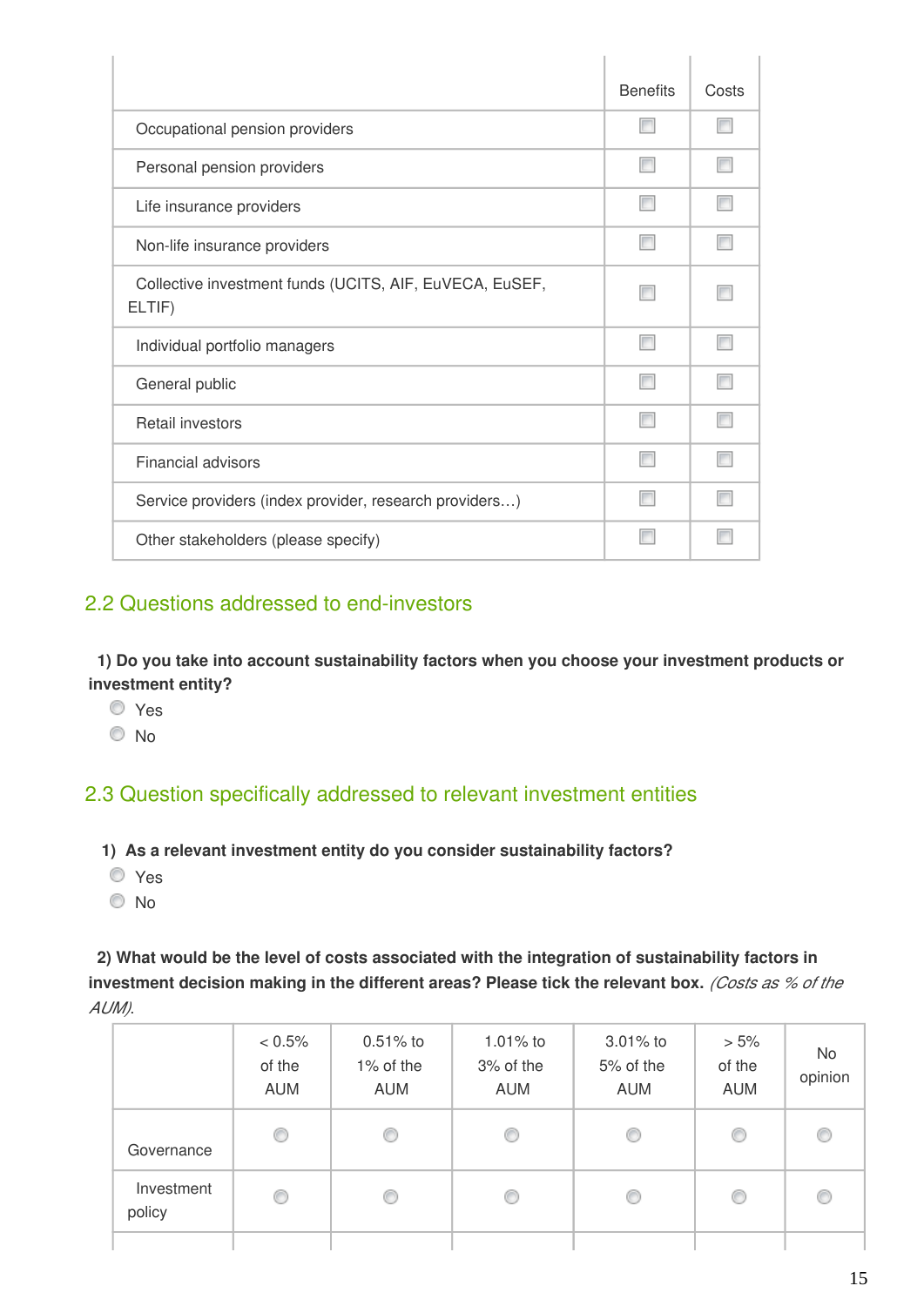| | Benefits | Costs |
|---|---|---|
| Occupational pension providers | ☐ | ☐ |
| Personal pension providers | ☐ | ☐ |
| Life insurance providers | ☐ | ☐ |
| Non-life insurance providers | ☐ | ☐ |
| Collective investment funds (UCITS, AIF, EuVECA, EuSEF, ELTIF) | ☐ | ☐ |
| Individual portfolio managers | ☐ | ☐ |
| General public | ☐ | ☐ |
| Retail investors | ☐ | ☐ |
| Financial advisors | ☐ | ☐ |
| Service providers (index provider, research providers…) | ☐ | ☐ |
| Other stakeholders (please specify) | ☐ | ☐ |

## 2.2 Questions addressed to end-investors

**1) Do you take into account sustainability factors when you choose your investment products or investment entity?**

- ◯ Yes
- ◯ No

## 2.3 Question specifically addressed to relevant investment entities

**1) As a relevant investment entity do you consider sustainability factors?**

- ◯ Yes
- ◯ No

**2) What would be the level of costs associated with the integration of sustainability factors in investment decision making in the different areas? Please tick the relevant box.** *(Costs as % of the AUM).*

| | < 0.5% of the AUM | 0.51% to 1% of the AUM | 1.01% to 3% of the AUM | 3.01% to 5% of the AUM | > 5% of the AUM | No opinion |
|---|---|---|---|---|---|---|
| Governance | ◯ | ◯ | ◯ | ◯ | ◯ | ◯ |
| Investment policy | ◯ | ◯ | ◯ | ◯ | ◯ | ◯ |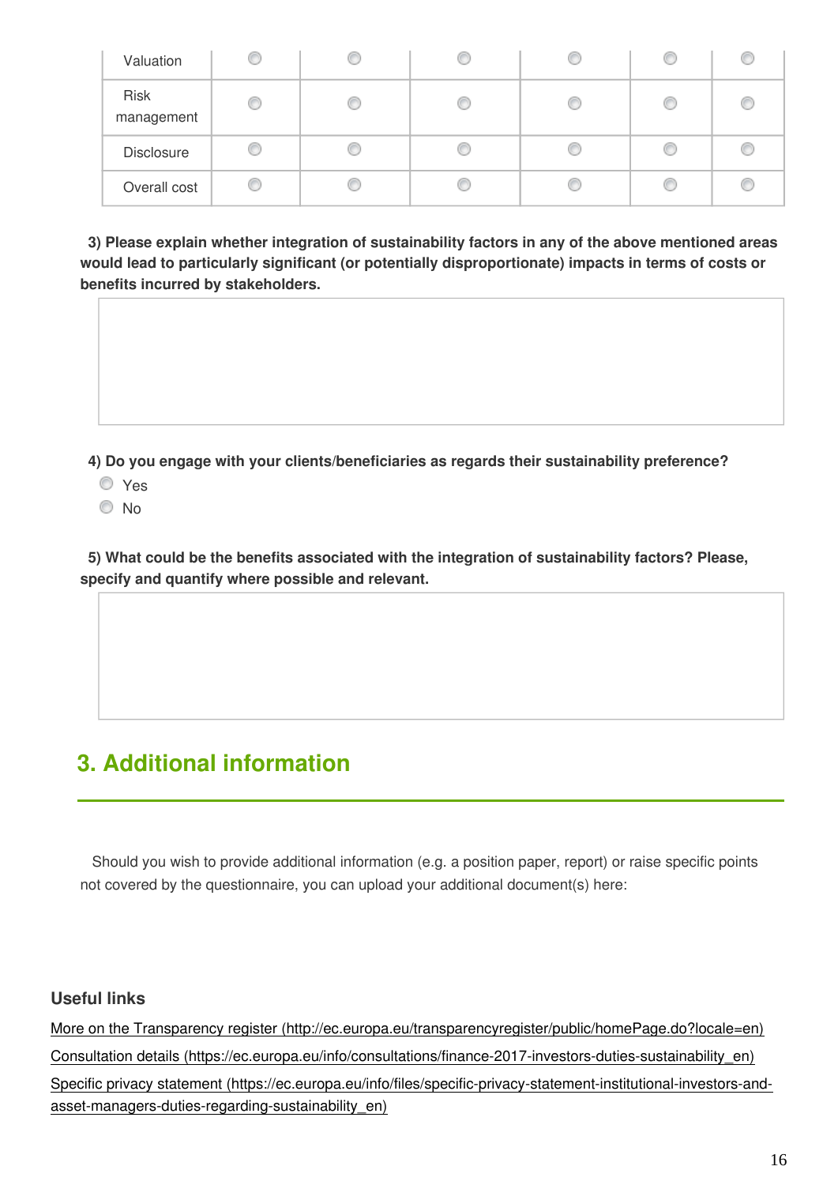| | | | | | | |
|---|---|---|---|---|---|---|
| Valuation | ◎ | ◎ | ◎ | ◎ | ◎ | ◎ |
| Risk management | ◎ | ◎ | ◎ | ◎ | ◎ | ◎ |
| Disclosure | ◎ | ◎ | ◎ | ◎ | ◎ | ◎ |
| Overall cost | ◎ | ◎ | ◎ | ◎ | ◎ | ◎ |

**3) Please explain whether integration of sustainability factors in any of the above mentioned areas would lead to particularly significant (or potentially disproportionate) impacts in terms of costs or benefits incurred by stakeholders.**

**4) Do you engage with your clients/beneficiaries as regards their sustainability preference?**

- Yes
- No

**5) What could be the benefits associated with the integration of sustainability factors? Please, specify and quantify where possible and relevant.**

## 3. Additional information

Should you wish to provide additional information (e.g. a position paper, report) or raise specific points not covered by the questionnaire, you can upload your additional document(s) here:

### Useful links

More on the Transparency register (http://ec.europa.eu/transparencyregister/public/homePage.do?locale=en)

Consultation details (https://ec.europa.eu/info/consultations/finance-2017-investors-duties-sustainability_en)

Specific privacy statement (https://ec.europa.eu/info/files/specific-privacy-statement-institutional-investors-and-asset-managers-duties-regarding-sustainability_en)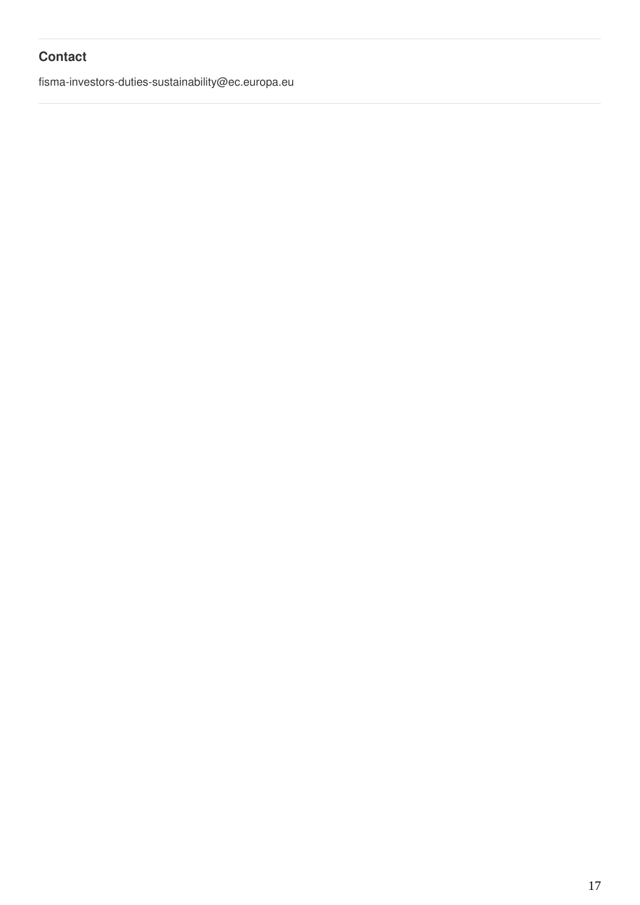### Contact

fisma-investors-duties-sustainability@ec.europa.eu